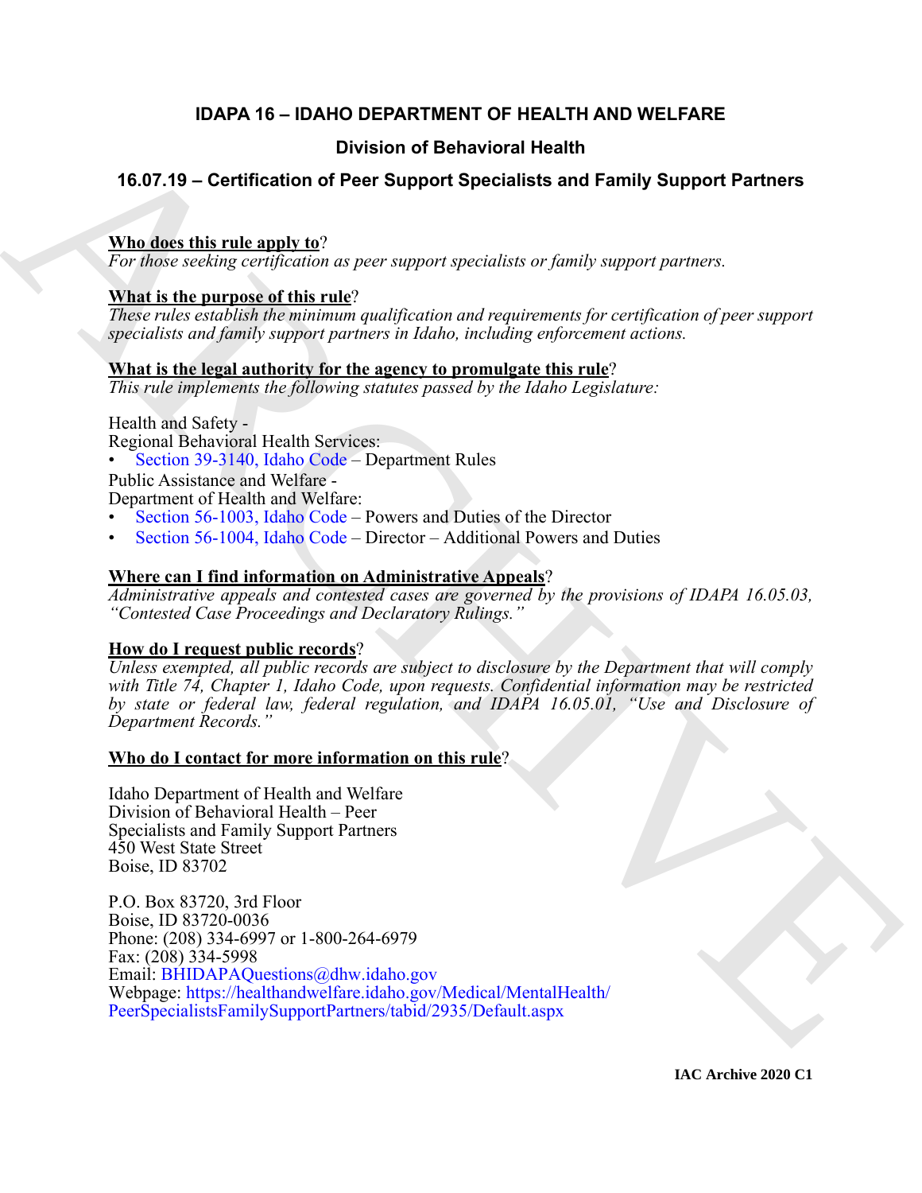# IDAPA 16 – IDAHO DEPARTMENT OF HEALTH AND WELFARE

## Division of Behavioral Health

## 16.07.19 – Certification of Peer Support Specialists and Family Support Partners

**Who does this rule apply to**?
*For those seeking certification as peer support specialists or family support partners.*

**What is the purpose of this rule**?
*These rules establish the minimum qualification and requirements for certification of peer support specialists and family support partners in Idaho, including enforcement actions.*

**What is the legal authority for the agency to promulgate this rule**?
*This rule implements the following statutes passed by the Idaho Legislature:*

Health and Safety -
Regional Behavioral Health Services:
- Section 39-3140, Idaho Code – Department Rules

Public Assistance and Welfare -
Department of Health and Welfare:
- Section 56-1003, Idaho Code – Powers and Duties of the Director
- Section 56-1004, Idaho Code – Director – Additional Powers and Duties

**Where can I find information on Administrative Appeals**?
*Administrative appeals and contested cases are governed by the provisions of IDAPA 16.05.03, "Contested Case Proceedings and Declaratory Rulings."*

**How do I request public records**?
*Unless exempted, all public records are subject to disclosure by the Department that will comply with Title 74, Chapter 1, Idaho Code, upon requests. Confidential information may be restricted by state or federal law, federal regulation, and IDAPA 16.05.01, "Use and Disclosure of Department Records."*

**Who do I contact for more information on this rule**?

Idaho Department of Health and Welfare
Division of Behavioral Health – Peer Specialists and Family Support Partners
450 West State Street
Boise, ID 83702

P.O. Box 83720, 3rd Floor
Boise, ID 83720-0036
Phone: (208) 334-6997 or 1-800-264-6979
Fax: (208) 334-5998
Email: BHIDAPAQuestions@dhw.idaho.gov
Webpage: https://healthandwelfare.idaho.gov/Medical/MentalHealth/PeerSpecialistsFamilySupportPartners/tabid/2935/Default.aspx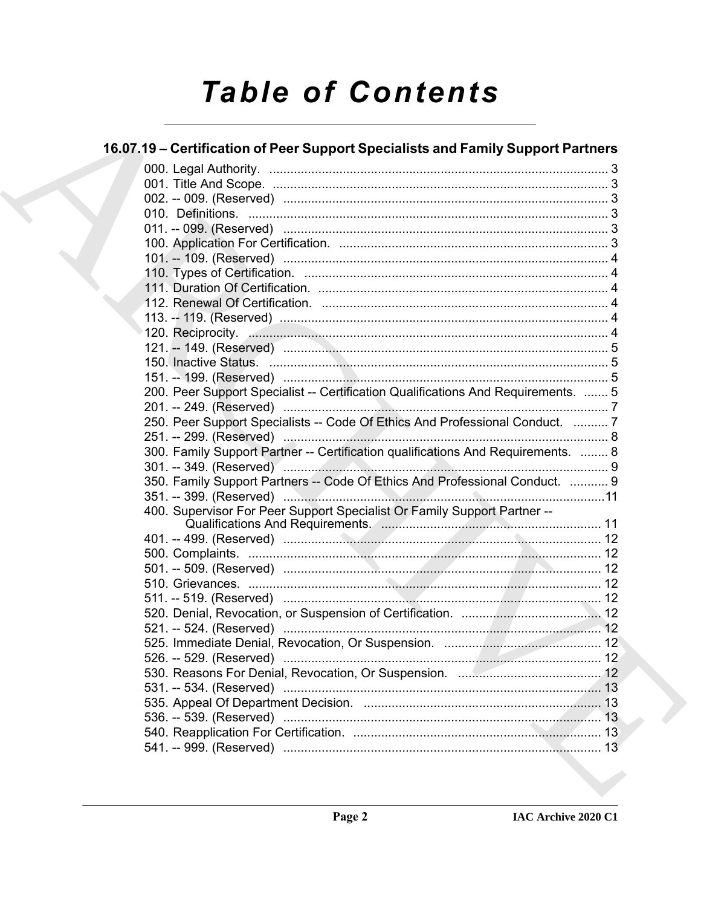# Table of Contents

## 16.07.19 – Certification of Peer Support Specialists and Family Support Partners

000. Legal Authority. ........ 3
001. Title And Scope. ........ 3
002. -- 009. (Reserved) ........ 3
010. Definitions. ........ 3
011. -- 099. (Reserved) ........ 3
100. Application For Certification. ........ 3
101. -- 109. (Reserved) ........ 4
110. Types of Certification. ........ 4
111. Duration Of Certification. ........ 4
112. Renewal Of Certification. ........ 4
113. -- 119. (Reserved) ........ 4
120. Reciprocity. ........ 4
121. -- 149. (Reserved) ........ 5
150. Inactive Status. ........ 5
151. -- 199. (Reserved) ........ 5
200. Peer Support Specialist -- Certification Qualifications And Requirements. ........ 5
201. -- 249. (Reserved) ........ 7
250. Peer Support Specialists -- Code Of Ethics And Professional Conduct. ........ 7
251. -- 299. (Reserved) ........ 8
300. Family Support Partner -- Certification qualifications And Requirements. ........ 8
301. -- 349. (Reserved) ........ 9
350. Family Support Partners -- Code Of Ethics And Professional Conduct. ........ 9
351. -- 399. (Reserved) ........ 11
400. Supervisor For Peer Support Specialist Or Family Support Partner -- Qualifications And Requirements. ........ 11
401. -- 499. (Reserved) ........ 12
500. Complaints. ........ 12
501. -- 509. (Reserved) ........ 12
510. Grievances. ........ 12
511. -- 519. (Reserved) ........ 12
520. Denial, Revocation, or Suspension of Certification. ........ 12
521. -- 524. (Reserved) ........ 12
525. Immediate Denial, Revocation, Or Suspension. ........ 12
526. -- 529. (Reserved) ........ 12
530. Reasons For Denial, Revocation, Or Suspension. ........ 12
531. -- 534. (Reserved) ........ 13
535. Appeal Of Department Decision. ........ 13
536. -- 539. (Reserved) ........ 13
540. Reapplication For Certification. ........ 13
541. -- 999. (Reserved) ........ 13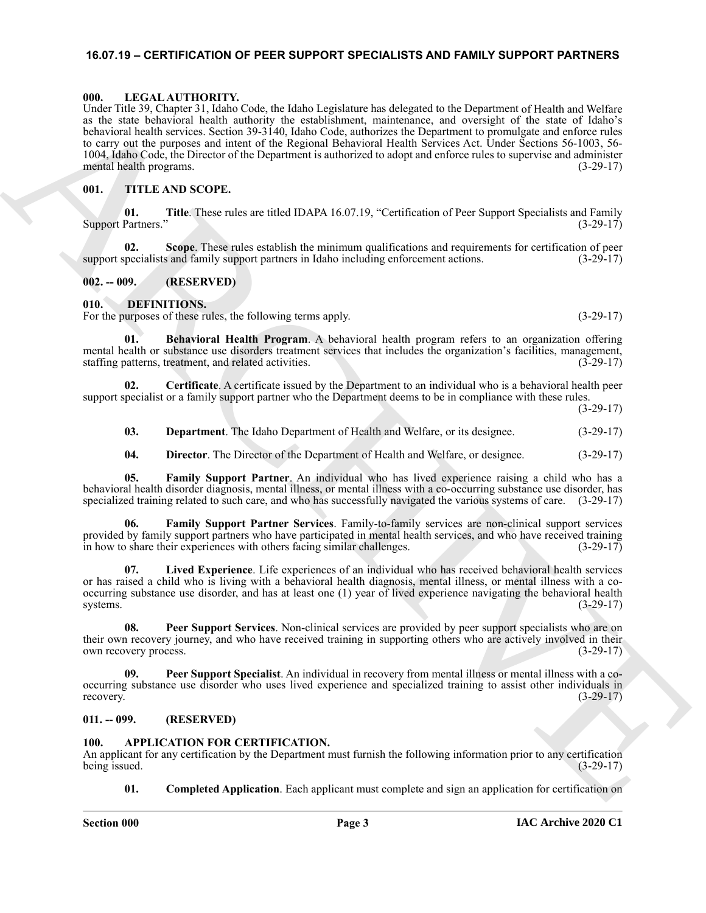## 16.07.19 – CERTIFICATION OF PEER SUPPORT SPECIALISTS AND FAMILY SUPPORT PARTNERS

### 000. LEGAL AUTHORITY.

Under Title 39, Chapter 31, Idaho Code, the Idaho Legislature has delegated to the Department of Health and Welfare as the state behavioral health authority the establishment, maintenance, and oversight of the state of Idaho's behavioral health services. Section 39-3140, Idaho Code, authorizes the Department to promulgate and enforce rules to carry out the purposes and intent of the Regional Behavioral Health Services Act. Under Sections 56-1003, 56-1004, Idaho Code, the Director of the Department is authorized to adopt and enforce rules to supervise and administer mental health programs. (3-29-17)

### 001. TITLE AND SCOPE.

**01. Title**. These rules are titled IDAPA 16.07.19, "Certification of Peer Support Specialists and Family Support Partners." (3-29-17)

**02. Scope**. These rules establish the minimum qualifications and requirements for certification of peer support specialists and family support partners in Idaho including enforcement actions. (3-29-17)

### 002. -- 009. (RESERVED)

### 010. DEFINITIONS.

For the purposes of these rules, the following terms apply. (3-29-17)

**01. Behavioral Health Program**. A behavioral health program refers to an organization offering mental health or substance use disorders treatment services that includes the organization's facilities, management, staffing patterns, treatment, and related activities. (3-29-17)

**02. Certificate**. A certificate issued by the Department to an individual who is a behavioral health peer support specialist or a family support partner who the Department deems to be in compliance with these rules. (3-29-17)

**03. Department**. The Idaho Department of Health and Welfare, or its designee. (3-29-17)

**04. Director**. The Director of the Department of Health and Welfare, or designee. (3-29-17)

**05. Family Support Partner**. An individual who has lived experience raising a child who has a behavioral health disorder diagnosis, mental illness, or mental illness with a co-occurring substance use disorder, has specialized training related to such care, and who has successfully navigated the various systems of care. (3-29-17)

**06. Family Support Partner Services**. Family-to-family services are non-clinical support services provided by family support partners who have participated in mental health services, and who have received training in how to share their experiences with others facing similar challenges. (3-29-17)

**07. Lived Experience**. Life experiences of an individual who has received behavioral health services or has raised a child who is living with a behavioral health diagnosis, mental illness, or mental illness with a co-occurring substance use disorder, and has at least one (1) year of lived experience navigating the behavioral health systems. (3-29-17)

**08. Peer Support Services**. Non-clinical services are provided by peer support specialists who are on their own recovery journey, and who have received training in supporting others who are actively involved in their own recovery process. (3-29-17)

**09. Peer Support Specialist**. An individual in recovery from mental illness or mental illness with a co-occurring substance use disorder who uses lived experience and specialized training to assist other individuals in recovery. (3-29-17)

### 011. -- 099. (RESERVED)

### 100. APPLICATION FOR CERTIFICATION.

An applicant for any certification by the Department must furnish the following information prior to any certification being issued. (3-29-17)

**01. Completed Application**. Each applicant must complete and sign an application for certification on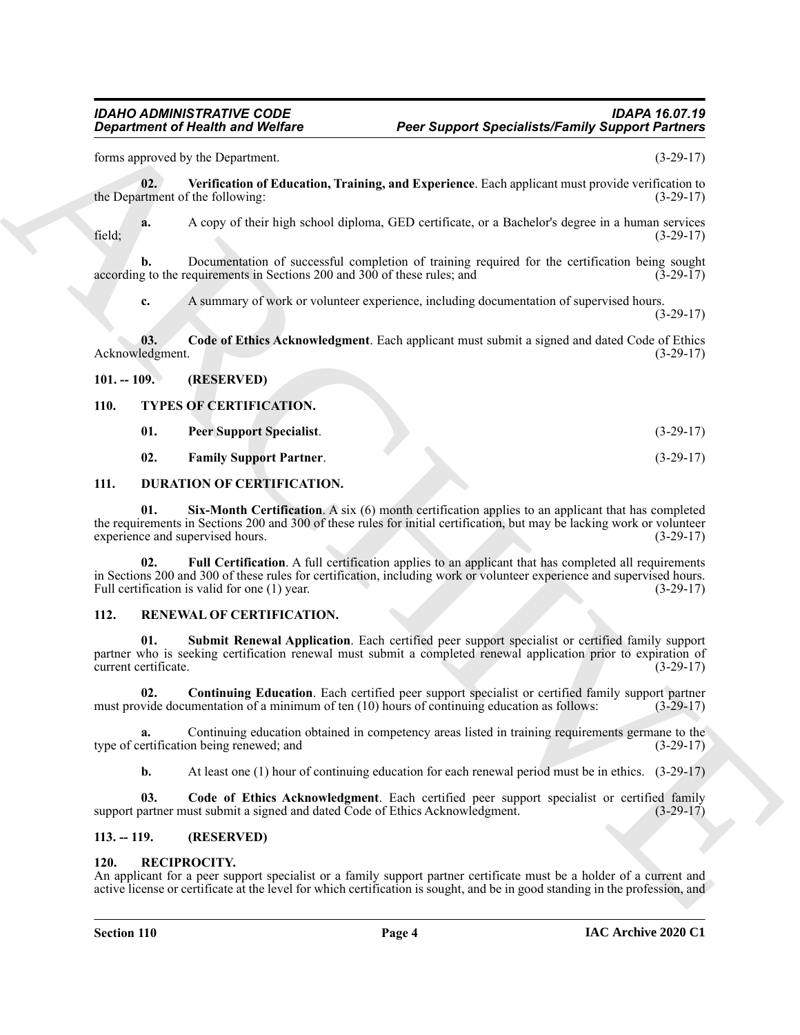forms approved by the Department. (3-29-17)

**02. Verification of Education, Training, and Experience**. Each applicant must provide verification to the Department of the following: (3-29-17)

**a.** A copy of their high school diploma, GED certificate, or a Bachelor's degree in a human services field; (3-29-17)

**b.** Documentation of successful completion of training required for the certification being sought according to the requirements in Sections 200 and 300 of these rules; and (3-29-17)

**c.** A summary of work or volunteer experience, including documentation of supervised hours. (3-29-17)

**03. Code of Ethics Acknowledgment**. Each applicant must submit a signed and dated Code of Ethics Acknowledgment. (3-29-17)

## 101. -- 109. (RESERVED)

## 110. TYPES OF CERTIFICATION.

**01. Peer Support Specialist**. (3-29-17)

**02. Family Support Partner**. (3-29-17)

## 111. DURATION OF CERTIFICATION.

**01. Six-Month Certification**. A six (6) month certification applies to an applicant that has completed the requirements in Sections 200 and 300 of these rules for initial certification, but may be lacking work or volunteer experience and supervised hours. (3-29-17)

**02. Full Certification**. A full certification applies to an applicant that has completed all requirements in Sections 200 and 300 of these rules for certification, including work or volunteer experience and supervised hours. Full certification is valid for one (1) year. (3-29-17)

## 112. RENEWAL OF CERTIFICATION.

**01. Submit Renewal Application**. Each certified peer support specialist or certified family support partner who is seeking certification renewal must submit a completed renewal application prior to expiration of current certificate. (3-29-17)

**02. Continuing Education**. Each certified peer support specialist or certified family support partner must provide documentation of a minimum of ten (10) hours of continuing education as follows: (3-29-17)

**a.** Continuing education obtained in competency areas listed in training requirements germane to the type of certification being renewed; and (3-29-17)

**b.** At least one (1) hour of continuing education for each renewal period must be in ethics. (3-29-17)

**03. Code of Ethics Acknowledgment**. Each certified peer support specialist or certified family support partner must submit a signed and dated Code of Ethics Acknowledgment. (3-29-17)

## 113. -- 119. (RESERVED)

## 120. RECIPROCITY.

An applicant for a peer support specialist or a family support partner certificate must be a holder of a current and active license or certificate at the level for which certification is sought, and be in good standing in the profession, and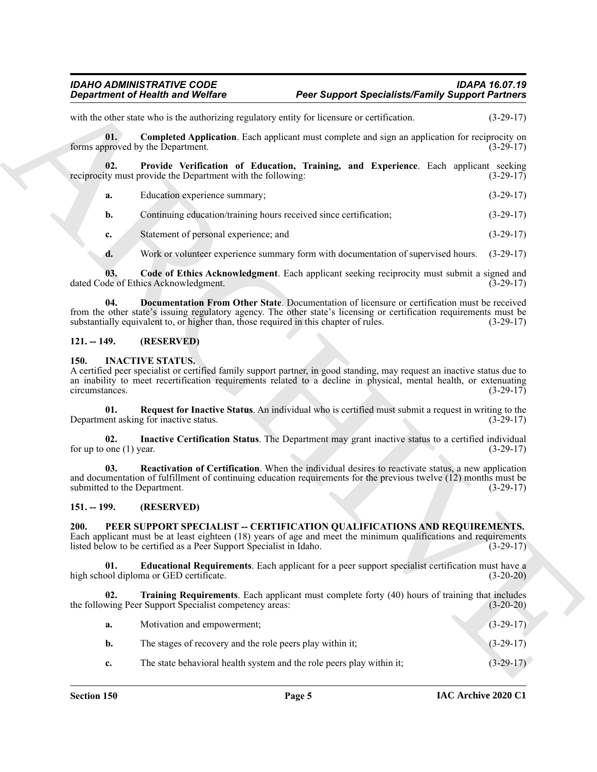with the other state who is the authorizing regulatory entity for licensure or certification. (3-29-17)

**01. Completed Application**. Each applicant must complete and sign an application for reciprocity on forms approved by the Department. (3-29-17)

**02. Provide Verification of Education, Training, and Experience**. Each applicant seeking reciprocity must provide the Department with the following: (3-29-17)

**a.** Education experience summary; (3-29-17)

**b.** Continuing education/training hours received since certification; (3-29-17)

**c.** Statement of personal experience; and (3-29-17)

**d.** Work or volunteer experience summary form with documentation of supervised hours. (3-29-17)

**03. Code of Ethics Acknowledgment**. Each applicant seeking reciprocity must submit a signed and dated Code of Ethics Acknowledgment. (3-29-17)

**04. Documentation From Other State**. Documentation of licensure or certification must be received from the other state's issuing regulatory agency. The other state's licensing or certification requirements must be substantially equivalent to, or higher than, those required in this chapter of rules. (3-29-17)

## 121. -- 149. (RESERVED)

## 150. INACTIVE STATUS.

A certified peer specialist or certified family support partner, in good standing, may request an inactive status due to an inability to meet recertification requirements related to a decline in physical, mental health, or extenuating circumstances. (3-29-17)

**01. Request for Inactive Status**. An individual who is certified must submit a request in writing to the Department asking for inactive status. (3-29-17)

**02. Inactive Certification Status**. The Department may grant inactive status to a certified individual for up to one (1) year. (3-29-17)

**03. Reactivation of Certification**. When the individual desires to reactivate status, a new application and documentation of fulfillment of continuing education requirements for the previous twelve (12) months must be submitted to the Department. (3-29-17)

## 151. -- 199. (RESERVED)

## 200. PEER SUPPORT SPECIALIST -- CERTIFICATION QUALIFICATIONS AND REQUIREMENTS.

Each applicant must be at least eighteen (18) years of age and meet the minimum qualifications and requirements listed below to be certified as a Peer Support Specialist in Idaho. (3-29-17)

**01. Educational Requirements**. Each applicant for a peer support specialist certification must have a high school diploma or GED certificate. (3-20-20)

**02. Training Requirements**. Each applicant must complete forty (40) hours of training that includes the following Peer Support Specialist competency areas: (3-20-20)

**a.** Motivation and empowerment; (3-29-17)

**b.** The stages of recovery and the role peers play within it; (3-29-17)

**c.** The state behavioral health system and the role peers play within it; (3-29-17)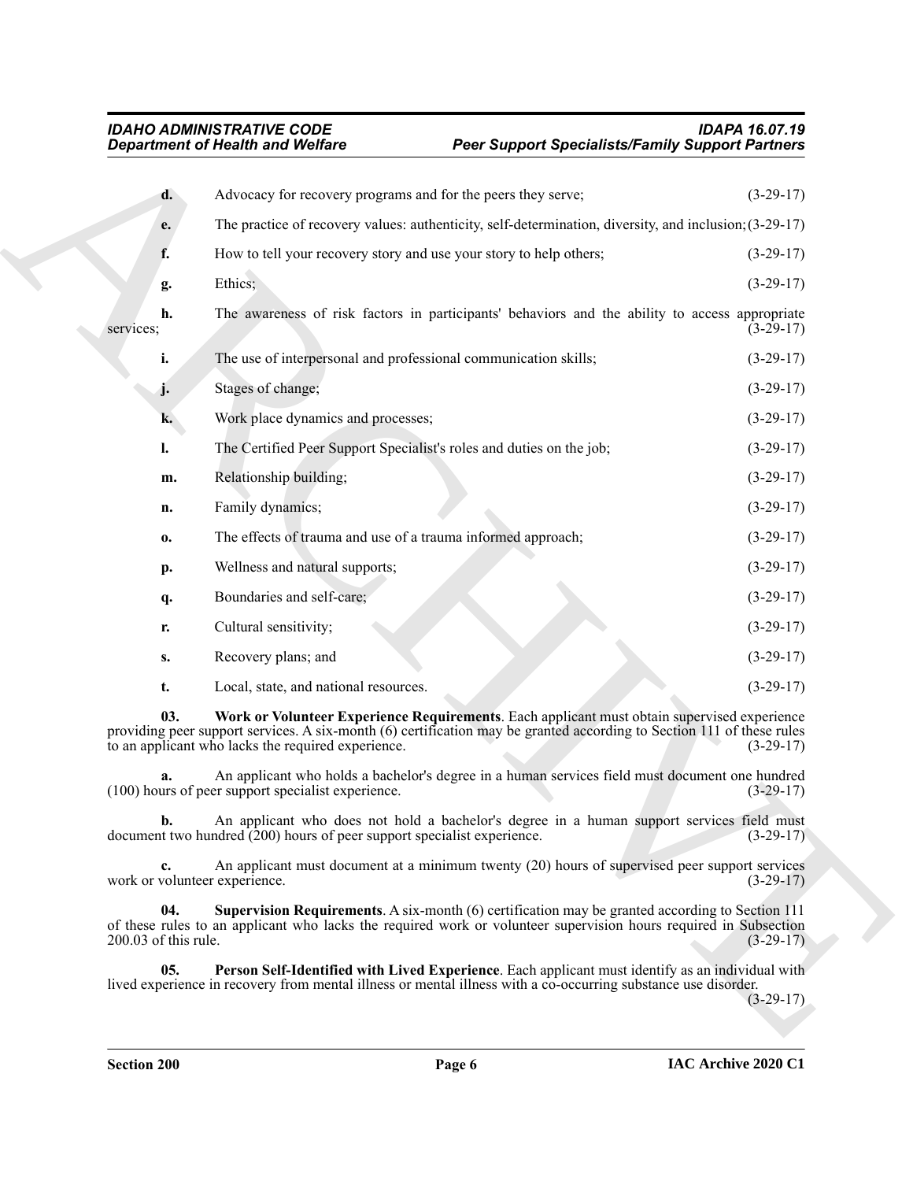**d.** Advocacy for recovery programs and for the peers they serve; (3-29-17)

**e.** The practice of recovery values: authenticity, self-determination, diversity, and inclusion; (3-29-17)

**f.** How to tell your recovery story and use your story to help others; (3-29-17)

**g.** Ethics; (3-29-17)

**h.** The awareness of risk factors in participants' behaviors and the ability to access appropriate services; (3-29-17)

**i.** The use of interpersonal and professional communication skills; (3-29-17)

**j.** Stages of change; (3-29-17)

**k.** Work place dynamics and processes; (3-29-17)

**l.** The Certified Peer Support Specialist's roles and duties on the job; (3-29-17)

**m.** Relationship building; (3-29-17)

**n.** Family dynamics; (3-29-17)

**o.** The effects of trauma and use of a trauma informed approach; (3-29-17)

**p.** Wellness and natural supports; (3-29-17)

**q.** Boundaries and self-care; (3-29-17)

**r.** Cultural sensitivity; (3-29-17)

**s.** Recovery plans; and (3-29-17)

**t.** Local, state, and national resources. (3-29-17)

**03. Work or Volunteer Experience Requirements**. Each applicant must obtain supervised experience providing peer support services. A six-month (6) certification may be granted according to Section 111 of these rules to an applicant who lacks the required experience. (3-29-17)

**a.** An applicant who holds a bachelor's degree in a human services field must document one hundred (100) hours of peer support specialist experience. (3-29-17)

**b.** An applicant who does not hold a bachelor's degree in a human support services field must document two hundred (200) hours of peer support specialist experience. (3-29-17)

**c.** An applicant must document at a minimum twenty (20) hours of supervised peer support services work or volunteer experience. (3-29-17)

**04. Supervision Requirements**. A six-month (6) certification may be granted according to Section 111 of these rules to an applicant who lacks the required work or volunteer supervision hours required in Subsection 200.03 of this rule. (3-29-17)

**05. Person Self-Identified with Lived Experience**. Each applicant must identify as an individual with lived experience in recovery from mental illness or mental illness with a co-occurring substance use disorder. (3-29-17)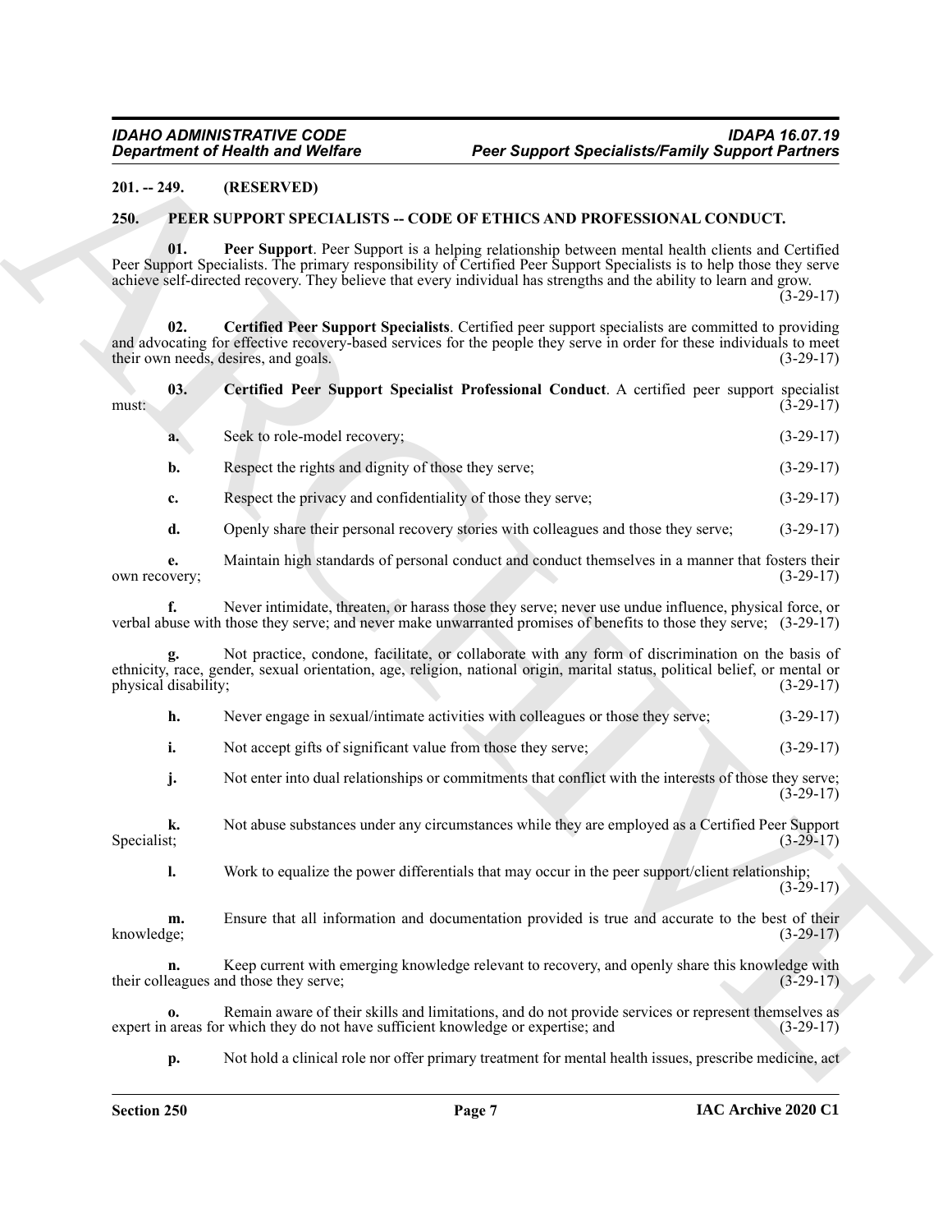**201. -- 249. (RESERVED)**

**250. PEER SUPPORT SPECIALISTS -- CODE OF ETHICS AND PROFESSIONAL CONDUCT.**

**01. Peer Support**. Peer Support is a helping relationship between mental health clients and Certified Peer Support Specialists. The primary responsibility of Certified Peer Support Specialists is to help those they serve achieve self-directed recovery. They believe that every individual has strengths and the ability to learn and grow. (3-29-17)

**02. Certified Peer Support Specialists**. Certified peer support specialists are committed to providing and advocating for effective recovery-based services for the people they serve in order for these individuals to meet their own needs, desires, and goals. (3-29-17)

**03. Certified Peer Support Specialist Professional Conduct**. A certified peer support specialist must: (3-29-17)

**a.** Seek to role-model recovery; (3-29-17)

**b.** Respect the rights and dignity of those they serve; (3-29-17)

**c.** Respect the privacy and confidentiality of those they serve; (3-29-17)

**d.** Openly share their personal recovery stories with colleagues and those they serve; (3-29-17)

**e.** Maintain high standards of personal conduct and conduct themselves in a manner that fosters their own recovery; (3-29-17)

**f.** Never intimidate, threaten, or harass those they serve; never use undue influence, physical force, or verbal abuse with those they serve; and never make unwarranted promises of benefits to those they serve; (3-29-17)

**g.** Not practice, condone, facilitate, or collaborate with any form of discrimination on the basis of ethnicity, race, gender, sexual orientation, age, religion, national origin, marital status, political belief, or mental or physical disability; (3-29-17)

**h.** Never engage in sexual/intimate activities with colleagues or those they serve; (3-29-17)

**i.** Not accept gifts of significant value from those they serve; (3-29-17)

**j.** Not enter into dual relationships or commitments that conflict with the interests of those they serve; (3-29-17)

**k.** Not abuse substances under any circumstances while they are employed as a Certified Peer Support Specialist; (3-29-17)

**l.** Work to equalize the power differentials that may occur in the peer support/client relationship; (3-29-17)

**m.** Ensure that all information and documentation provided is true and accurate to the best of their knowledge; (3-29-17)

**n.** Keep current with emerging knowledge relevant to recovery, and openly share this knowledge with their colleagues and those they serve; (3-29-17)

**o.** Remain aware of their skills and limitations, and do not provide services or represent themselves as expert in areas for which they do not have sufficient knowledge or expertise; and (3-29-17)

**p.** Not hold a clinical role nor offer primary treatment for mental health issues, prescribe medicine, act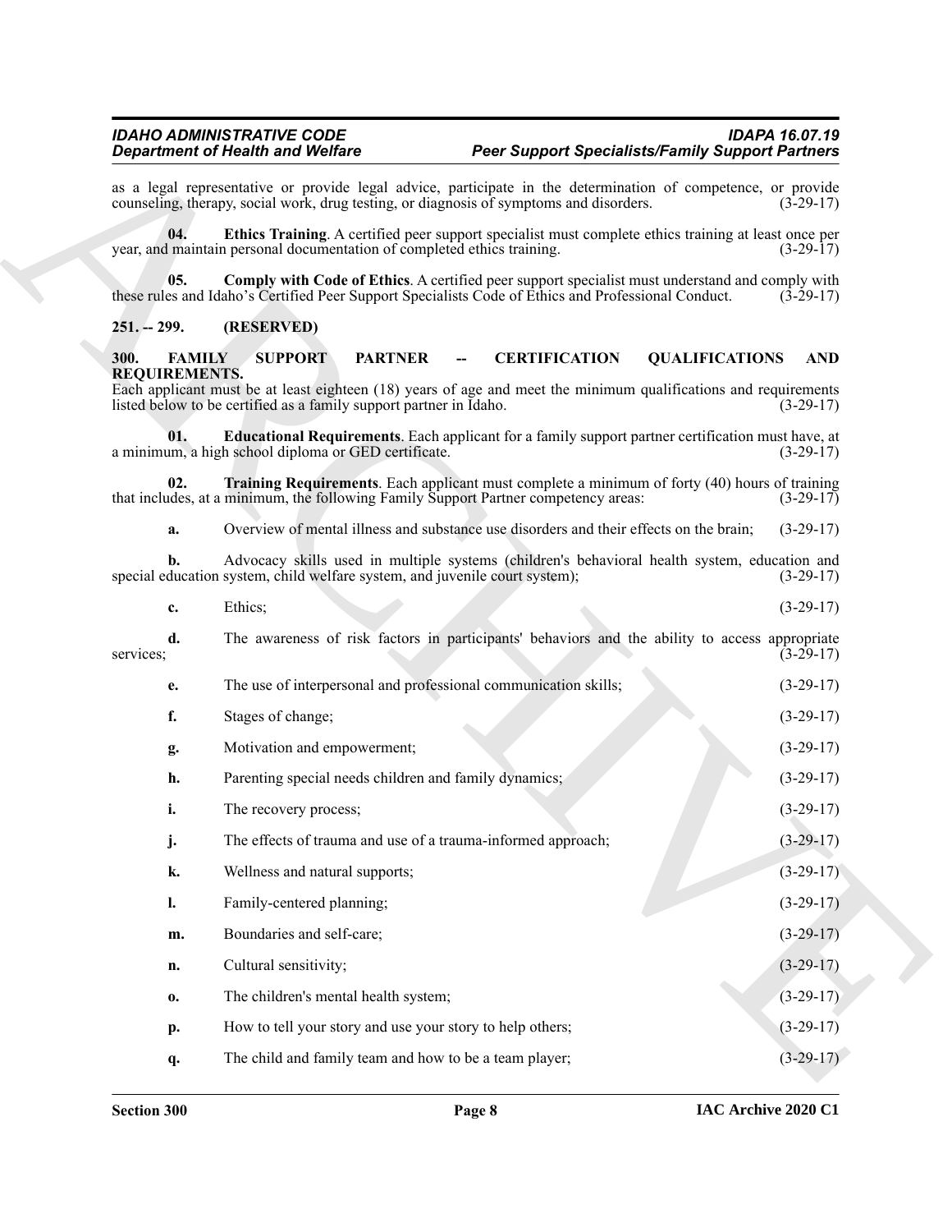as a legal representative or provide legal advice, participate in the determination of competence, or provide counseling, therapy, social work, drug testing, or diagnosis of symptoms and disorders. (3-29-17)

**04. Ethics Training**. A certified peer support specialist must complete ethics training at least once per year, and maintain personal documentation of completed ethics training. (3-29-17)

**05. Comply with Code of Ethics**. A certified peer support specialist must understand and comply with these rules and Idaho's Certified Peer Support Specialists Code of Ethics and Professional Conduct. (3-29-17)

## 251. -- 299. (RESERVED)

## 300. FAMILY SUPPORT PARTNER -- CERTIFICATION QUALIFICATIONS AND REQUIREMENTS.

Each applicant must be at least eighteen (18) years of age and meet the minimum qualifications and requirements listed below to be certified as a family support partner in Idaho. (3-29-17)

**01. Educational Requirements**. Each applicant for a family support partner certification must have, at a minimum, a high school diploma or GED certificate. (3-29-17)

**02. Training Requirements**. Each applicant must complete a minimum of forty (40) hours of training that includes, at a minimum, the following Family Support Partner competency areas: (3-29-17)

**a.** Overview of mental illness and substance use disorders and their effects on the brain; (3-29-17)

**b.** Advocacy skills used in multiple systems (children's behavioral health system, education and special education system, child welfare system, and juvenile court system); (3-29-17)

**c.** Ethics; (3-29-17)

**d.** The awareness of risk factors in participants' behaviors and the ability to access appropriate services; (3-29-17)

**e.** The use of interpersonal and professional communication skills; (3-29-17)

**f.** Stages of change; (3-29-17)

**g.** Motivation and empowerment; (3-29-17)

**h.** Parenting special needs children and family dynamics; (3-29-17)

**i.** The recovery process; (3-29-17)

**j.** The effects of trauma and use of a trauma-informed approach; (3-29-17)

**k.** Wellness and natural supports; (3-29-17)

**l.** Family-centered planning; (3-29-17)

**m.** Boundaries and self-care; (3-29-17)

**n.** Cultural sensitivity; (3-29-17)

**o.** The children's mental health system; (3-29-17)

**p.** How to tell your story and use your story to help others; (3-29-17)

**q.** The child and family team and how to be a team player; (3-29-17)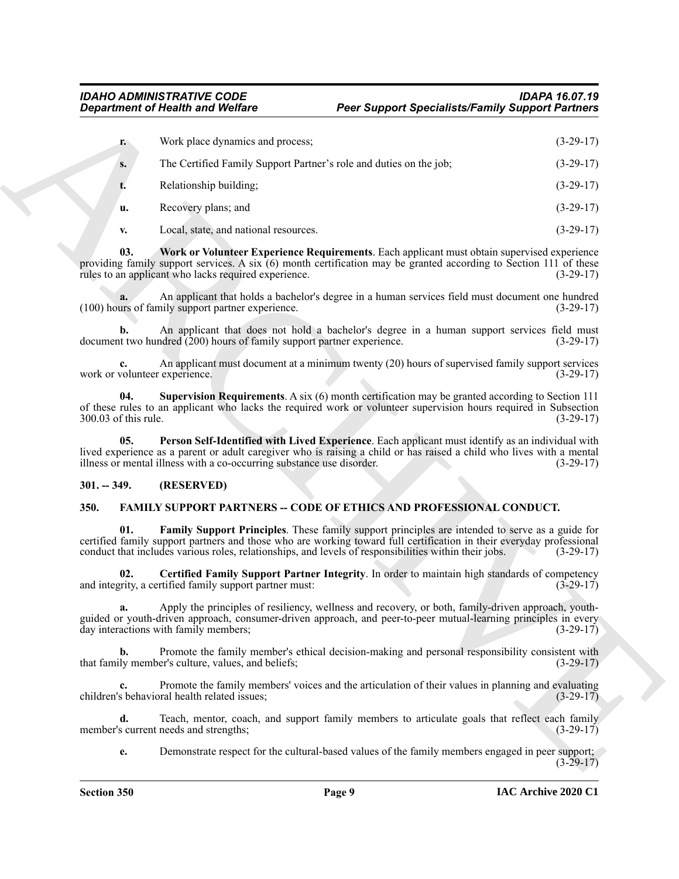**r.** Work place dynamics and process; (3-29-17)

**s.** The Certified Family Support Partner's role and duties on the job; (3-29-17)

**t.** Relationship building; (3-29-17)

**u.** Recovery plans; and (3-29-17)

**v.** Local, state, and national resources. (3-29-17)

**03. Work or Volunteer Experience Requirements**. Each applicant must obtain supervised experience providing family support services. A six (6) month certification may be granted according to Section 111 of these rules to an applicant who lacks required experience. (3-29-17)

**a.** An applicant that holds a bachelor's degree in a human services field must document one hundred (100) hours of family support partner experience. (3-29-17)

**b.** An applicant that does not hold a bachelor's degree in a human support services field must document two hundred (200) hours of family support partner experience. (3-29-17)

**c.** An applicant must document at a minimum twenty (20) hours of supervised family support services work or volunteer experience. (3-29-17)

**04. Supervision Requirements**. A six (6) month certification may be granted according to Section 111 of these rules to an applicant who lacks the required work or volunteer supervision hours required in Subsection 300.03 of this rule. (3-29-17)

**05. Person Self-Identified with Lived Experience**. Each applicant must identify as an individual with lived experience as a parent or adult caregiver who is raising a child or has raised a child who lives with a mental illness or mental illness with a co-occurring substance use disorder. (3-29-17)

## 301. -- 349. (RESERVED)

## 350. FAMILY SUPPORT PARTNERS -- CODE OF ETHICS AND PROFESSIONAL CONDUCT.

**01. Family Support Principles**. These family support principles are intended to serve as a guide for certified family support partners and those who are working toward full certification in their everyday professional conduct that includes various roles, relationships, and levels of responsibilities within their jobs. (3-29-17)

**02. Certified Family Support Partner Integrity**. In order to maintain high standards of competency and integrity, a certified family support partner must: (3-29-17)

**a.** Apply the principles of resiliency, wellness and recovery, or both, family-driven approach, youth-guided or youth-driven approach, consumer-driven approach, and peer-to-peer mutual-learning principles in every day interactions with family members; (3-29-17)

**b.** Promote the family member's ethical decision-making and personal responsibility consistent with that family member's culture, values, and beliefs; (3-29-17)

**c.** Promote the family members' voices and the articulation of their values in planning and evaluating children's behavioral health related issues; (3-29-17)

**d.** Teach, mentor, coach, and support family members to articulate goals that reflect each family member's current needs and strengths; (3-29-17)

**e.** Demonstrate respect for the cultural-based values of the family members engaged in peer support; (3-29-17)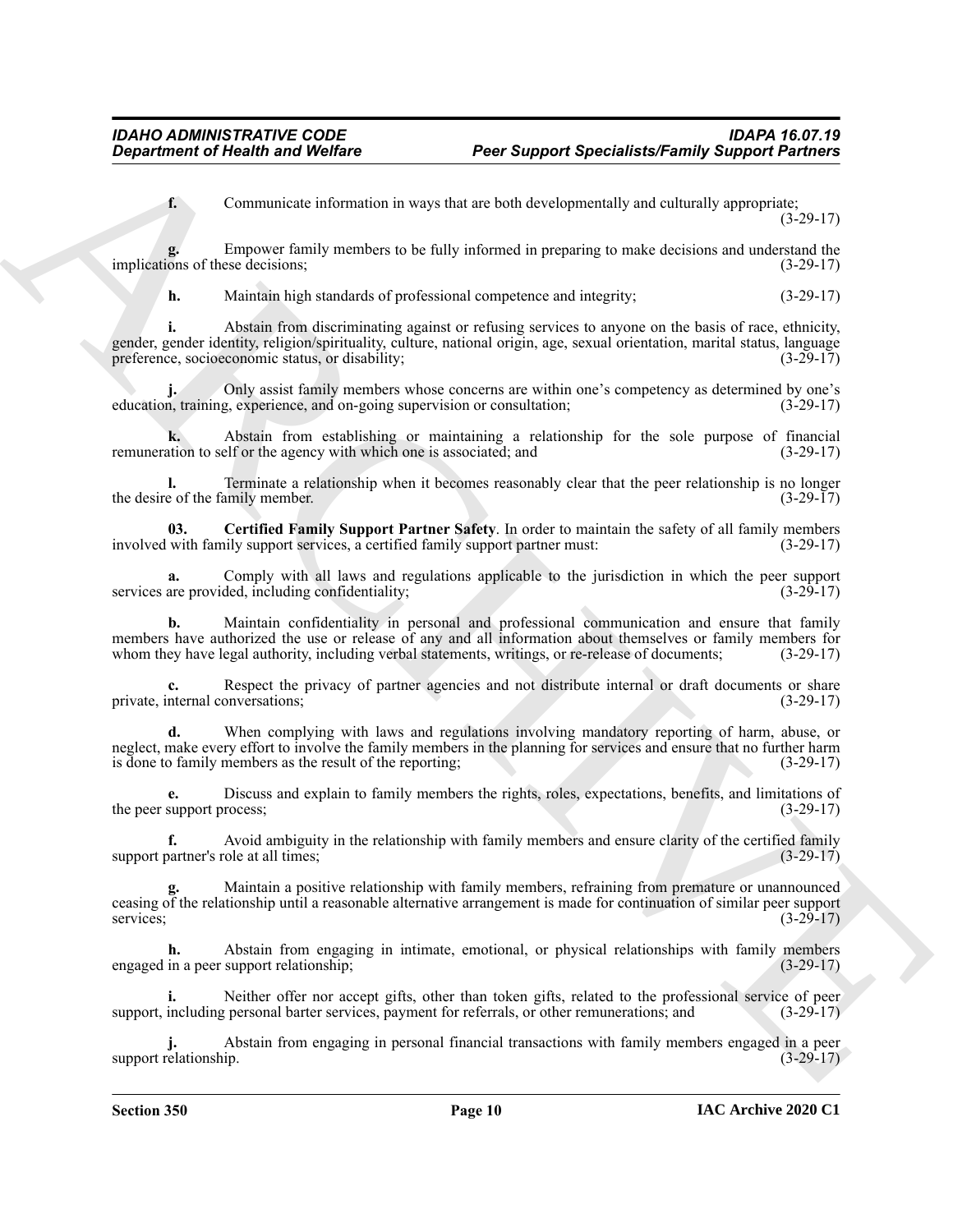**f.** Communicate information in ways that are both developmentally and culturally appropriate; (3-29-17)

**g.** Empower family members to be fully informed in preparing to make decisions and understand the implications of these decisions; (3-29-17)

**h.** Maintain high standards of professional competence and integrity; (3-29-17)

**i.** Abstain from discriminating against or refusing services to anyone on the basis of race, ethnicity, gender, gender identity, religion/spirituality, culture, national origin, age, sexual orientation, marital status, language preference, socioeconomic status, or disability; (3-29-17)

**j.** Only assist family members whose concerns are within one's competency as determined by one's education, training, experience, and on-going supervision or consultation; (3-29-17)

**k.** Abstain from establishing or maintaining a relationship for the sole purpose of financial remuneration to self or the agency with which one is associated; and (3-29-17)

**l.** Terminate a relationship when it becomes reasonably clear that the peer relationship is no longer the desire of the family member. (3-29-17)

**03. Certified Family Support Partner Safety**. In order to maintain the safety of all family members involved with family support services, a certified family support partner must: (3-29-17)

**a.** Comply with all laws and regulations applicable to the jurisdiction in which the peer support services are provided, including confidentiality; (3-29-17)

**b.** Maintain confidentiality in personal and professional communication and ensure that family members have authorized the use or release of any and all information about themselves or family members for whom they have legal authority, including verbal statements, writings, or re-release of documents; (3-29-17)

**c.** Respect the privacy of partner agencies and not distribute internal or draft documents or share private, internal conversations; (3-29-17)

**d.** When complying with laws and regulations involving mandatory reporting of harm, abuse, or neglect, make every effort to involve the family members in the planning for services and ensure that no further harm is done to family members as the result of the reporting; (3-29-17)

**e.** Discuss and explain to family members the rights, roles, expectations, benefits, and limitations of the peer support process; (3-29-17)

**f.** Avoid ambiguity in the relationship with family members and ensure clarity of the certified family support partner's role at all times; (3-29-17)

**g.** Maintain a positive relationship with family members, refraining from premature or unannounced ceasing of the relationship until a reasonable alternative arrangement is made for continuation of similar peer support services; (3-29-17)

**h.** Abstain from engaging in intimate, emotional, or physical relationships with family members engaged in a peer support relationship; (3-29-17)

**i.** Neither offer nor accept gifts, other than token gifts, related to the professional service of peer support, including personal barter services, payment for referrals, or other remunerations; and (3-29-17)

**j.** Abstain from engaging in personal financial transactions with family members engaged in a peer support relationship. (3-29-17)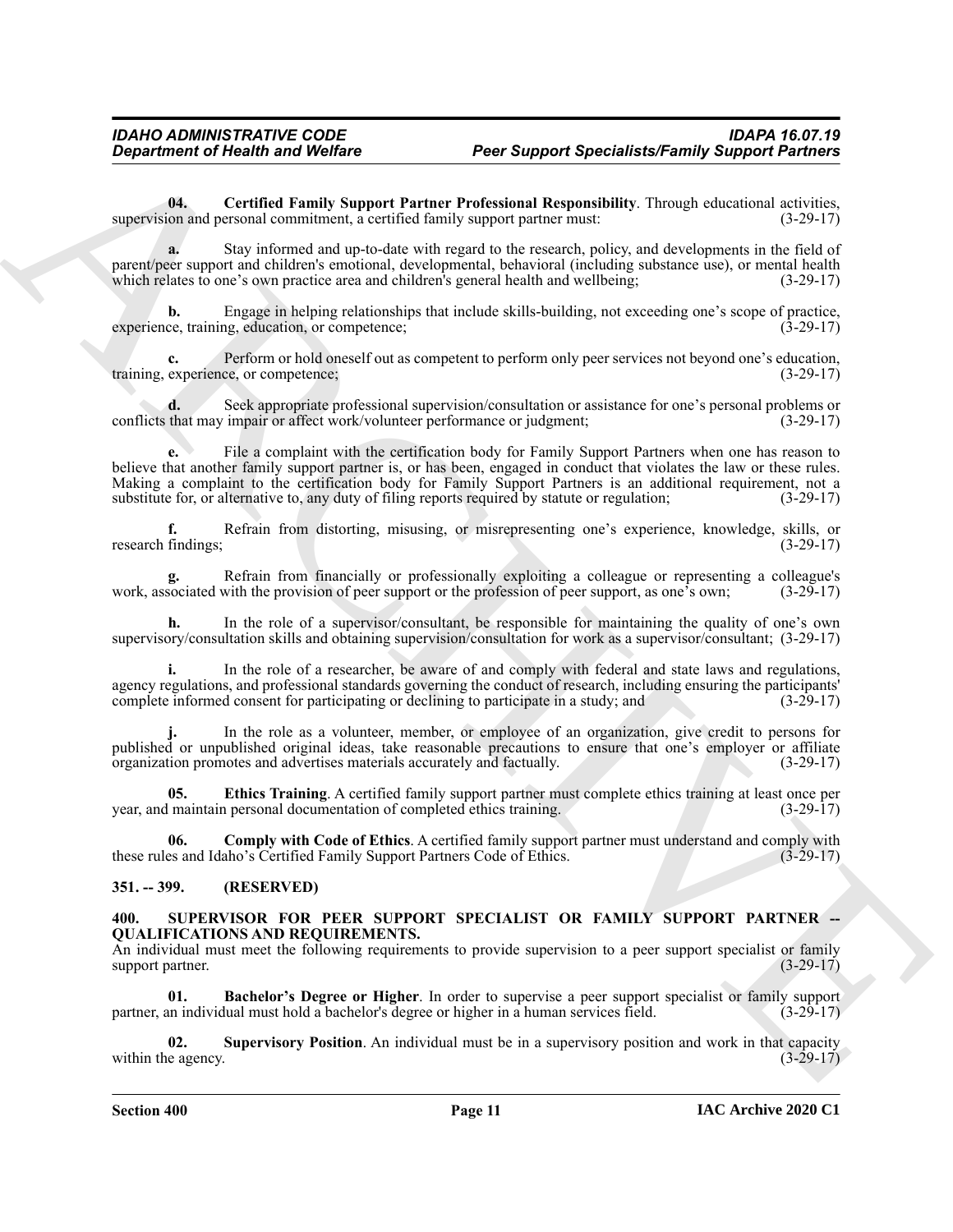**04. Certified Family Support Partner Professional Responsibility**. Through educational activities, supervision and personal commitment, a certified family support partner must: (3-29-17)

**a.** Stay informed and up-to-date with regard to the research, policy, and developments in the field of parent/peer support and children's emotional, developmental, behavioral (including substance use), or mental health which relates to one's own practice area and children's general health and wellbeing; (3-29-17)

**b.** Engage in helping relationships that include skills-building, not exceeding one's scope of practice, experience, training, education, or competence; (3-29-17)

**c.** Perform or hold oneself out as competent to perform only peer services not beyond one's education, training, experience, or competence; (3-29-17)

**d.** Seek appropriate professional supervision/consultation or assistance for one's personal problems or conflicts that may impair or affect work/volunteer performance or judgment; (3-29-17)

**e.** File a complaint with the certification body for Family Support Partners when one has reason to believe that another family support partner is, or has been, engaged in conduct that violates the law or these rules. Making a complaint to the certification body for Family Support Partners is an additional requirement, not a substitute for, or alternative to, any duty of filing reports required by statute or regulation; (3-29-17)

**f.** Refrain from distorting, misusing, or misrepresenting one's experience, knowledge, skills, or research findings; (3-29-17)

**g.** Refrain from financially or professionally exploiting a colleague or representing a colleague's work, associated with the provision of peer support or the profession of peer support, as one's own; (3-29-17)

**h.** In the role of a supervisor/consultant, be responsible for maintaining the quality of one's own supervisory/consultation skills and obtaining supervision/consultation for work as a supervisor/consultant; (3-29-17)

**i.** In the role of a researcher, be aware of and comply with federal and state laws and regulations, agency regulations, and professional standards governing the conduct of research, including ensuring the participants' complete informed consent for participating or declining to participate in a study; and (3-29-17)

**j.** In the role as a volunteer, member, or employee of an organization, give credit to persons for published or unpublished original ideas, take reasonable precautions to ensure that one's employer or affiliate organization promotes and advertises materials accurately and factually. (3-29-17)

**05. Ethics Training**. A certified family support partner must complete ethics training at least once per year, and maintain personal documentation of completed ethics training. (3-29-17)

**06. Comply with Code of Ethics**. A certified family support partner must understand and comply with these rules and Idaho's Certified Family Support Partners Code of Ethics. (3-29-17)

### 351. -- 399. (RESERVED)

### 400. SUPERVISOR FOR PEER SUPPORT SPECIALIST OR FAMILY SUPPORT PARTNER -- QUALIFICATIONS AND REQUIREMENTS.

An individual must meet the following requirements to provide supervision to a peer support specialist or family support partner. (3-29-17)

**01. Bachelor's Degree or Higher**. In order to supervise a peer support specialist or family support partner, an individual must hold a bachelor's degree or higher in a human services field. (3-29-17)

**02. Supervisory Position**. An individual must be in a supervisory position and work in that capacity within the agency. (3-29-17)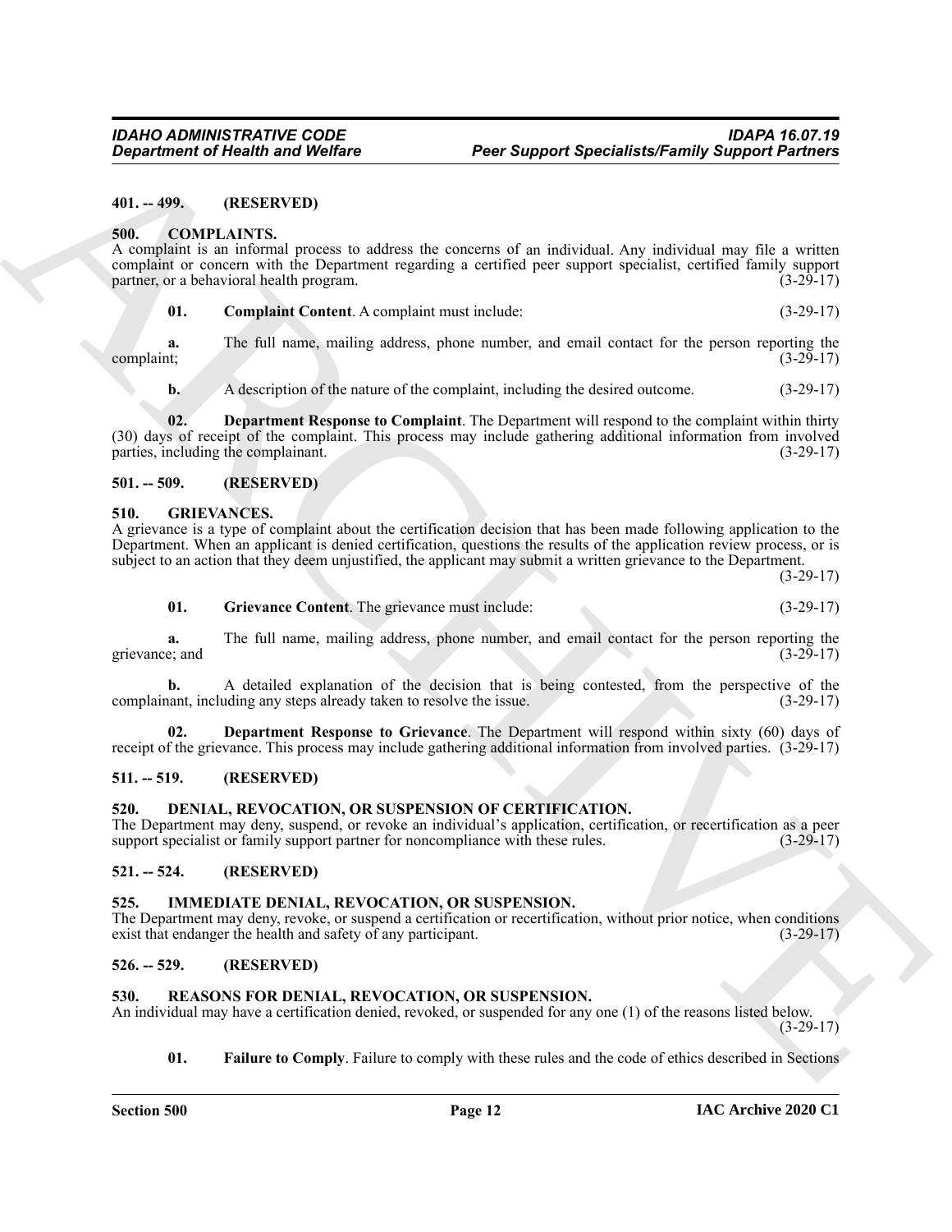### 401. -- 499. (RESERVED)

### 500. COMPLAINTS.

A complaint is an informal process to address the concerns of an individual. Any individual may file a written complaint or concern with the Department regarding a certified peer support specialist, certified family support partner, or a behavioral health program. (3-29-17)

**01. Complaint Content**. A complaint must include: (3-29-17)

**a.** The full name, mailing address, phone number, and email contact for the person reporting the complaint; (3-29-17)

**b.** A description of the nature of the complaint, including the desired outcome. (3-29-17)

**02. Department Response to Complaint**. The Department will respond to the complaint within thirty (30) days of receipt of the complaint. This process may include gathering additional information from involved parties, including the complainant. (3-29-17)

### 501. -- 509. (RESERVED)

### 510. GRIEVANCES.

A grievance is a type of complaint about the certification decision that has been made following application to the Department. When an applicant is denied certification, questions the results of the application review process, or is subject to an action that they deem unjustified, the applicant may submit a written grievance to the Department. (3-29-17)

**01. Grievance Content**. The grievance must include: (3-29-17)

**a.** The full name, mailing address, phone number, and email contact for the person reporting the grievance; and (3-29-17)

**b.** A detailed explanation of the decision that is being contested, from the perspective of the complainant, including any steps already taken to resolve the issue. (3-29-17)

**02. Department Response to Grievance**. The Department will respond within sixty (60) days of receipt of the grievance. This process may include gathering additional information from involved parties. (3-29-17)

### 511. -- 519. (RESERVED)

### 520. DENIAL, REVOCATION, OR SUSPENSION OF CERTIFICATION.

The Department may deny, suspend, or revoke an individual's application, certification, or recertification as a peer support specialist or family support partner for noncompliance with these rules. (3-29-17)

### 521. -- 524. (RESERVED)

### 525. IMMEDIATE DENIAL, REVOCATION, OR SUSPENSION.

The Department may deny, revoke, or suspend a certification or recertification, without prior notice, when conditions exist that endanger the health and safety of any participant. (3-29-17)

### 526. -- 529. (RESERVED)

### 530. REASONS FOR DENIAL, REVOCATION, OR SUSPENSION.

An individual may have a certification denied, revoked, or suspended for any one (1) of the reasons listed below. (3-29-17)

**01. Failure to Comply**. Failure to comply with these rules and the code of ethics described in Sections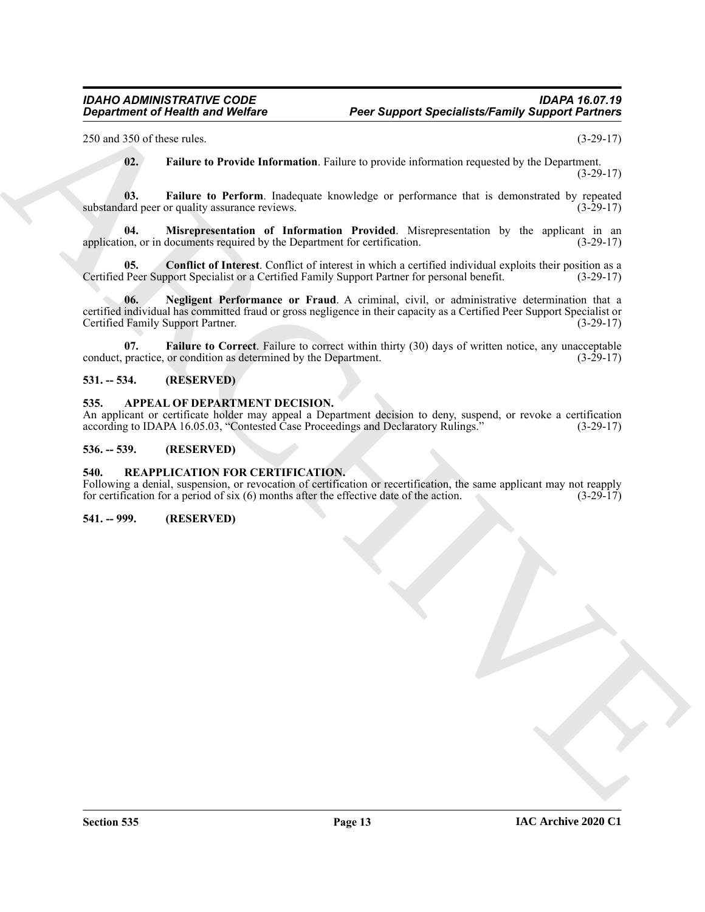250 and 350 of these rules. (3-29-17)

**02. Failure to Provide Information**. Failure to provide information requested by the Department. (3-29-17)

**03. Failure to Perform**. Inadequate knowledge or performance that is demonstrated by repeated substandard peer or quality assurance reviews. (3-29-17)

**04. Misrepresentation of Information Provided**. Misrepresentation by the applicant in an application, or in documents required by the Department for certification. (3-29-17)

**05. Conflict of Interest**. Conflict of interest in which a certified individual exploits their position as a Certified Peer Support Specialist or a Certified Family Support Partner for personal benefit. (3-29-17)

**06. Negligent Performance or Fraud**. A criminal, civil, or administrative determination that a certified individual has committed fraud or gross negligence in their capacity as a Certified Peer Support Specialist or Certified Family Support Partner. (3-29-17)

**07. Failure to Correct**. Failure to correct within thirty (30) days of written notice, any unacceptable conduct, practice, or condition as determined by the Department. (3-29-17)

### 531. -- 534. (RESERVED)

### 535. APPEAL OF DEPARTMENT DECISION.

An applicant or certificate holder may appeal a Department decision to deny, suspend, or revoke a certification according to IDAPA 16.05.03, "Contested Case Proceedings and Declaratory Rulings." (3-29-17)

### 536. -- 539. (RESERVED)

### 540. REAPPLICATION FOR CERTIFICATION.

Following a denial, suspension, or revocation of certification or recertification, the same applicant may not reapply for certification for a period of six (6) months after the effective date of the action. (3-29-17)

### 541. -- 999. (RESERVED)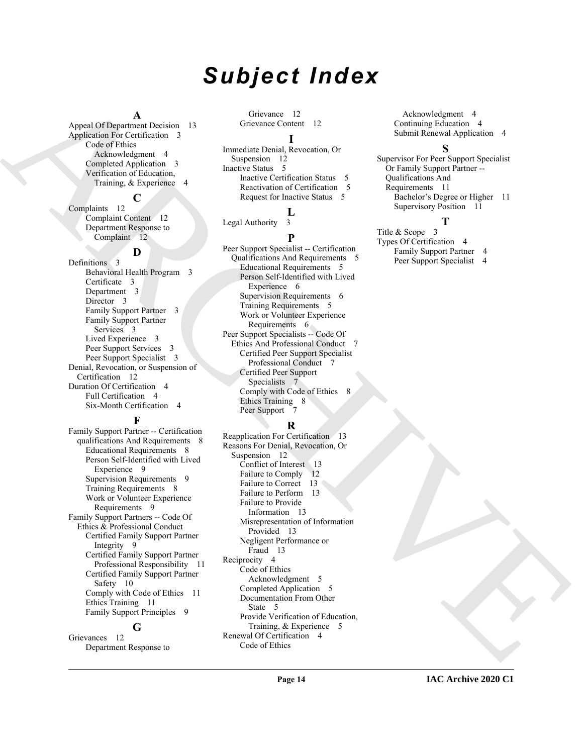# Subject Index

**A**

Appeal Of Department Decision 13
Application For Certification 3
- Code of Ethics Acknowledgment 4
- Completed Application 3
- Verification of Education, Training, & Experience 4

**C**

Complaints 12
- Complaint Content 12
- Department Response to Complaint 12

**D**

Definitions 3
- Behavioral Health Program 3
- Certificate 3
- Department 3
- Director 3
- Family Support Partner 3
- Family Support Partner Services 3
- Lived Experience 3
- Peer Support Services 3
- Peer Support Specialist 3

Denial, Revocation, or Suspension of Certification 12
Duration Of Certification 4
- Full Certification 4
- Six-Month Certification 4

**F**

Family Support Partner -- Certification qualifications And Requirements 8
- Educational Requirements 8
- Person Self-Identified with Lived Experience 9
- Supervision Requirements 9
- Training Requirements 8
- Work or Volunteer Experience Requirements 9

Family Support Partners -- Code Of Ethics & Professional Conduct
- Certified Family Support Partner Integrity 9
- Certified Family Support Partner Professional Responsibility 11
- Certified Family Support Partner Safety 10
- Comply with Code of Ethics 11
- Ethics Training 11
- Family Support Principles 9

**G**

Grievances 12
- Department Response to Grievance 12
- Grievance Content 12

**I**

Immediate Denial, Revocation, Or Suspension 12
Inactive Status 5
- Inactive Certification Status 5
- Reactivation of Certification 5
- Request for Inactive Status 5

**L**

Legal Authority 3

**P**

Peer Support Specialist -- Certification Qualifications And Requirements 5
- Educational Requirements 5
- Person Self-Identified with Lived Experience 6
- Supervision Requirements 6
- Training Requirements 5
- Work or Volunteer Experience Requirements 6

Peer Support Specialists -- Code Of Ethics And Professional Conduct 7
- Certified Peer Support Specialist Professional Conduct 7
- Certified Peer Support Specialists 7
- Comply with Code of Ethics 8
- Ethics Training 8
- Peer Support 7

**R**

Reapplication For Certification 13
Reasons For Denial, Revocation, Or Suspension 12
- Conflict of Interest 13
- Failure to Comply 12
- Failure to Correct 13
- Failure to Perform 13
- Failure to Provide Information 13
- Misrepresentation of Information Provided 13
- Negligent Performance or Fraud 13

Reciprocity 4
- Code of Ethics Acknowledgment 5
- Completed Application 5
- Documentation From Other State 5
- Provide Verification of Education, Training, & Experience 5

Renewal Of Certification 4
- Code of Ethics Acknowledgment 4
- Continuing Education 4
- Submit Renewal Application 4

**S**

Supervisor For Peer Support Specialist Or Family Support Partner -- Qualifications And Requirements 11
- Bachelor's Degree or Higher 11
- Supervisory Position 11

**T**

Title & Scope 3
Types Of Certification 4
- Family Support Partner 4
- Peer Support Specialist 4